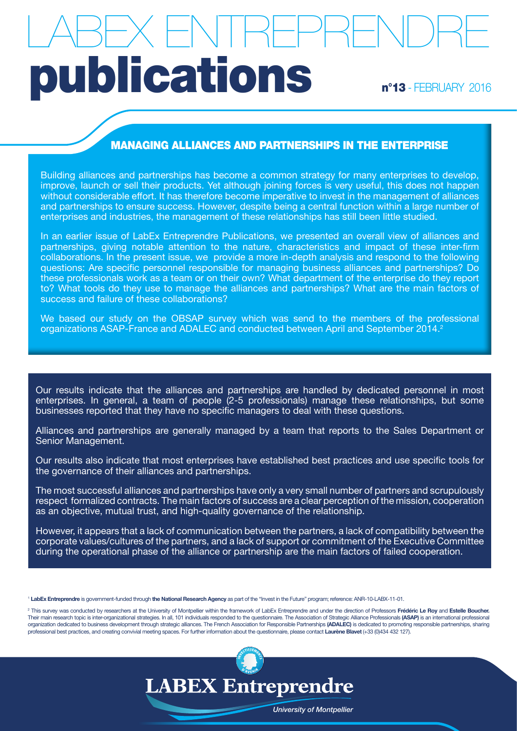# LABEX ENTREPRENDRE publications

**n°13** - FEBRUARY 2016

## MANAGING ALLIANCES AND PARTNERSHIPS IN THE ENTERPRISE

Building alliances and partnerships has become a common strategy for many enterprises to develop, improve, launch or sell their products. Yet although joining forces is very useful, this does not happen without considerable effort. It has therefore become imperative to invest in the management of alliances and partnerships to ensure success. However, despite being a central function within a large number of enterprises and industries, the management of these relationships has still been little studied.

In an earlier issue of LabEx Entreprendre Publications, we presented an overall view of alliances and partnerships, giving notable attention to the nature, characteristics and impact of these inter-firm collaborations. In the present issue, we provide a more in-depth analysis and respond to the following questions: Are specific personnel responsible for managing business alliances and partnerships? Do these professionals work as a team or on their own? What department of the enterprise do they report to? What tools do they use to manage the alliances and partnerships? What are the main factors of success and failure of these collaborations?

We based our study on the OBSAP survey which was send to the members of the professional organizations ASAP-France and ADALEC and conducted between April and September 2014.[2]

Our results indicate that the alliances and partnerships are handled by dedicated personnel in most enterprises. In general, a team of people (2-5 professionals) manage these relationships, but some businesses reported that they have no specific managers to deal with these questions.

Alliances and partnerships are generally managed by a team that reports to the Sales Department or Senior Management.

Our results also indicate that most enterprises have established best practices and use specific tools for the governance of their alliances and partnerships.

The most successful alliances and partnerships have only a very small number of partners and scrupulously respect formalized contracts. The main factors of success are a clear perception of the mission, cooperation as an objective, mutual trust, and high-quality governance of the relationship.

However, it appears that a lack of communication between the partners, a lack of compatibility between the corporate values/cultures of the partners, and a lack of support or commitment of the Executive Committee during the operational phase of the alliance or partnership are the main factors of failed cooperation.

[1] **LabEx Entreprendre** is government-funded through **the National Research Agency** as part of the "Invest in the Future" program; reference: ANR-10-LABX-11-01.

[2] This survey was conducted by researchers at the University of Montpellier within the framework of LabEx Entreprendre and under the direction of Professors **Frédéric Le Roy** and **Estelle Boucher.** Their main research topic is inter-organizational strategies. In all, 101 individuals responded to the questionnaire. The Association of Strategic Alliance Professionals **(ASAP)** is an international professional organization dedicated to business development through strategic alliances. The French Association for Responsible Partnerships **(ADALEC)** is dedicated to promoting responsible partnerships, sharing professional best practices, and creating convivial meeting spaces. For further information about the questionnaire, please contact **Laurène Blavet** (+33 (0)434 432 127).

**LABEX Entreprendre**

*University of Montpellier*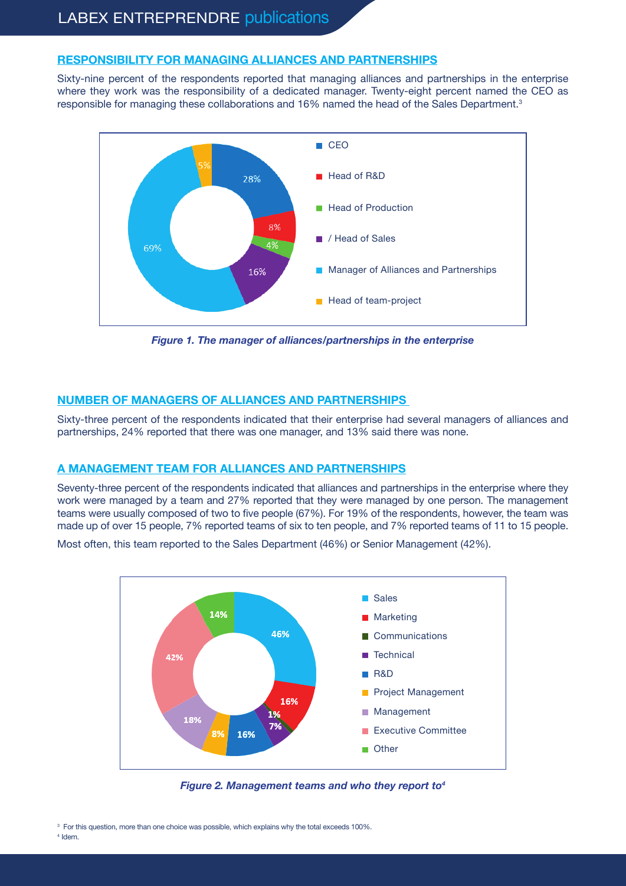## RESPONSIBILITY FOR MANAGING ALLIANCES AND PARTNERSHIPS

Sixty-nine percent of the respondents reported that managing alliances and partnerships in the enterprise where they work was the responsibility of a dedicated manager. Twenty-eight percent named the CEO as responsible for managing these collaborations and 16% named the head of the Sales Department.[3]

*Figure 1. The manager of alliances/partnerships in the enterprise*

## NUMBER OF MANAGERS OF ALLIANCES AND PARTNERSHIPS

Sixty-three percent of the respondents indicated that their enterprise had several managers of alliances and partnerships, 24% reported that there was one manager, and 13% said there was none.

## A MANAGEMENT TEAM FOR ALLIANCES AND PARTNERSHIPS

Seventy-three percent of the respondents indicated that alliances and partnerships in the enterprise where they work were managed by a team and 27% reported that they were managed by one person. The management teams were usually composed of two to five people (67%). For 19% of the respondents, however, the team was made up of over 15 people, 7% reported teams of six to ten people, and 7% reported teams of 11 to 15 people.

Most often, this team reported to the Sales Department (46%) or Senior Management (42%).

*Figure 2. Management teams and who they report to[4]*

[3] For this question, more than one choice was possible, which explains why the total exceeds 100%.
[4] Idem.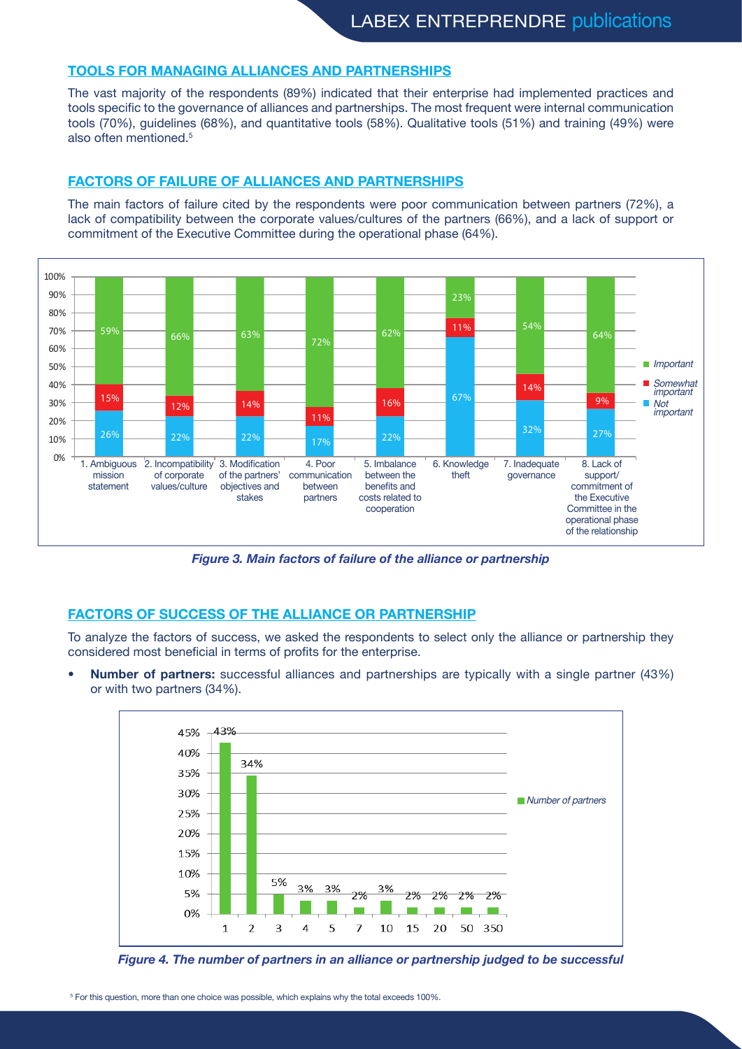## TOOLS FOR MANAGING ALLIANCES AND PARTNERSHIPS

The vast majority of the respondents (89%) indicated that their enterprise had implemented practices and tools specific to the governance of alliances and partnerships. The most frequent were internal communication tools (70%), guidelines (68%), and quantitative tools (58%). Qualitative tools (51%) and training (49%) were also often mentioned.[5]

## FACTORS OF FAILURE OF ALLIANCES AND PARTNERSHIPS

The main factors of failure cited by the respondents were poor communication between partners (72%), a lack of compatibility between the corporate values/cultures of the partners (66%), and a lack of support or commitment of the Executive Committee during the operational phase (64%).

| Factor | Not important | Somewhat important | Important |
|---|---|---|---|
| 1. Ambiguous mission statement | 26% | 15% | 59% |
| 2. Incompatibility of corporate values/culture | 22% | 12% | 66% |
| 3. Modification of the partners' objectives and stakes | 22% | 14% | 63% |
| 4. Poor communication between partners | 17% | 11% | 72% |
| 5. Imbalance between the benefits and costs related to cooperation | 22% | 16% | 62% |
| 6. Knowledge theft | 67% | 11% | 23% |
| 7. Inadequate governance | 32% | 14% | 54% |
| 8. Lack of support/ commitment of the Executive Committee in the operational phase of the relationship | 27% | 9% | 64% |

*Figure 3. Main factors of failure of the alliance or partnership*

## FACTORS OF SUCCESS OF THE ALLIANCE OR PARTNERSHIP

To analyze the factors of success, we asked the respondents to select only the alliance or partnership they considered most beneficial in terms of profits for the enterprise.

- **Number of partners:** successful alliances and partnerships are typically with a single partner (43%) or with two partners (34%).

| Number of partners | 1 | 2 | 3 | 4 | 5 | 7 | 10 | 15 | 20 | 50 | 350 |
|---|---|---|---|---|---|---|---|---|---|---|---|
| % | 43% | 34% | 5% | 3% | 3% | 2% | 3% | 2% | 2% | 2% | 2% |

*Figure 4. The number of partners in an alliance or partnership judged to be successful*

[5] For this question, more than one choice was possible, which explains why the total exceeds 100%.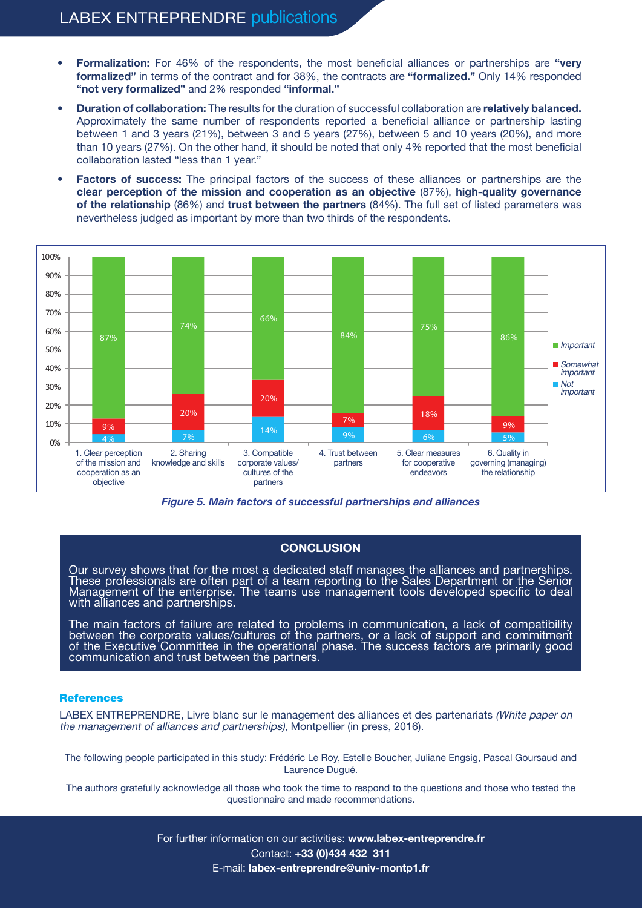- **Formalization:** For 46% of the respondents, the most beneficial alliances or partnerships are **"very formalized"** in terms of the contract and for 38%, the contracts are **"formalized."** Only 14% responded **"not very formalized"** and 2% responded **"informal."**
- **Duration of collaboration:** The results for the duration of successful collaboration are **relatively balanced.** Approximately the same number of respondents reported a beneficial alliance or partnership lasting between 1 and 3 years (21%), between 3 and 5 years (27%), between 5 and 10 years (20%), and more than 10 years (27%). On the other hand, it should be noted that only 4% reported that the most beneficial collaboration lasted "less than 1 year."
- **Factors of success:** The principal factors of the success of these alliances or partnerships are the **clear perception of the mission and cooperation as an objective** (87%), **high-quality governance of the relationship** (86%) and **trust between the partners** (84%). The full set of listed parameters was nevertheless judged as important by more than two thirds of the respondents.

100%
90%
80%
70%
60%
50%
40%
30%
20%
10%
0%

87%
9%
4%
1. Clear perception of the mission and cooperation as an objective

74%
20%
7%
2. Sharing knowledge and skills

66%
20%
14%
3. Compatible corporate values/ cultures of the partners

84%
7%
9%
4. Trust between partners

75%
18%
6%
5. Clear measures for cooperative endeavors

86%
9%
5%
6. Quality in governing (managing) the relationship

*Important*
*Somewhat important*
*Not important*

***Figure 5. Main factors of successful partnerships and alliances***

## CONCLUSION

Our survey shows that for the most a dedicated staff manages the alliances and partnerships. These professionals are often part of a team reporting to the Sales Department or the Senior Management of the enterprise. The teams use management tools developed specific to deal with alliances and partnerships.

The main factors of failure are related to problems in communication, a lack of compatibility between the corporate values/cultures of the partners, or a lack of support and commitment of the Executive Committee in the operational phase. The success factors are primarily good communication and trust between the partners.

### References

LABEX ENTREPRENDRE, Livre blanc sur le management des alliances et des partenariats *(White paper on the management of alliances and partnerships)*, Montpellier (in press, 2016).

The following people participated in this study: Frédéric Le Roy, Estelle Boucher, Juliane Engsig, Pascal Goursaud and Laurence Dugué.

The authors gratefully acknowledge all those who took the time to respond to the questions and those who tested the questionnaire and made recommendations.

For further information on our activities: **www.labex-entreprendre.fr**
Contact: **+33 (0)434 432 311**
E-mail: **labex-entreprendre@univ-montp1.fr**